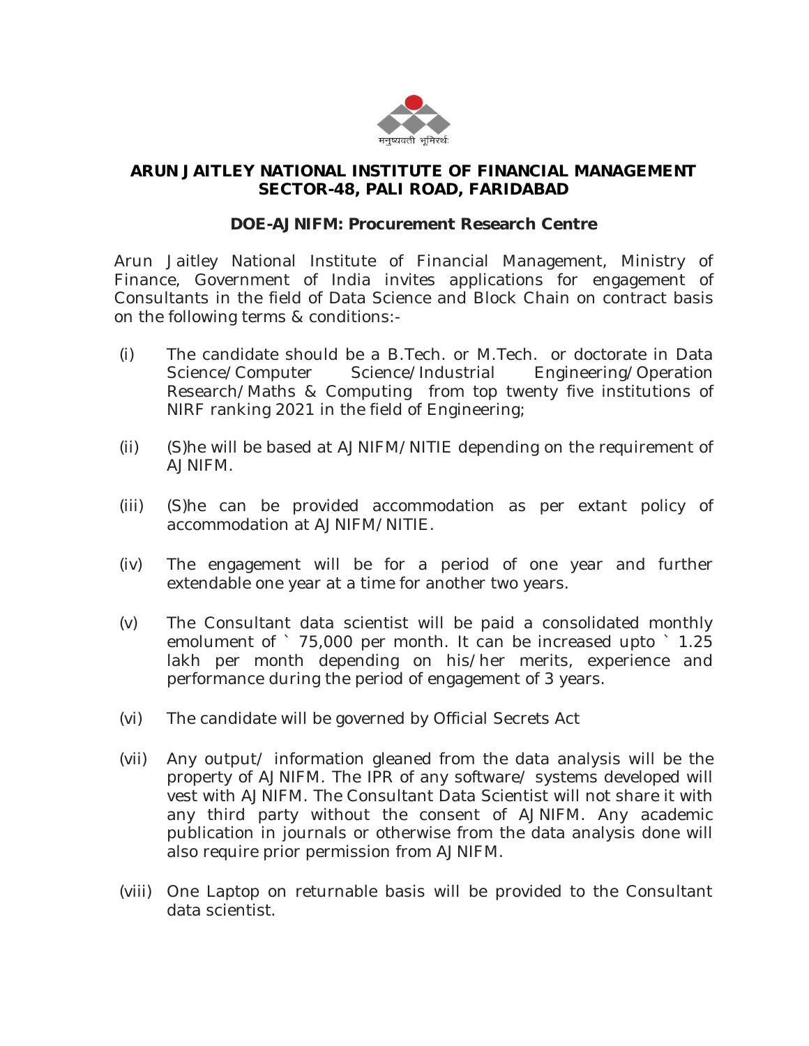**ARUN JAITLEY NATIONAL INSTITUTE OF FINANCIAL MANAGEMENT**
**SECTOR-48, PALI ROAD, FARIDABAD**

**DOE-AJNIFM: Procurement Research Centre**

Arun Jaitley National Institute of Financial Management, Ministry of Finance, Government of India invites applications for engagement of Consultants in the field of Data Science and Block Chain on contract basis on the following terms & conditions:-

(i) The candidate should be a B.Tech. or M.Tech. or doctorate in Data Science/Computer Science/Industrial Engineering/Operation Research/Maths & Computing from top twenty five institutions of NIRF ranking 2021 in the field of Engineering;

(ii) (S)he will be based at AJNIFM/NITIE depending on the requirement of AJNIFM.

(iii) (S)he can be provided accommodation as per extant policy of accommodation at AJNIFM/NITIE.

(iv) The engagement will be for a period of one year and further extendable one year at a time for another two years.

(v) The Consultant data scientist will be paid a consolidated monthly emolument of ` 75,000 per month. It can be increased upto ` 1.25 lakh per month depending on his/her merits, experience and performance during the period of engagement of 3 years.

(vi) The candidate will be governed by Official Secrets Act

(vii) Any output/ information gleaned from the data analysis will be the property of AJNIFM. The IPR of any software/ systems developed will vest with AJNIFM. The Consultant Data Scientist will not share it with any third party without the consent of AJNIFM. Any academic publication in journals or otherwise from the data analysis done will also require prior permission from AJNIFM.

(viii) One Laptop on returnable basis will be provided to the Consultant data scientist.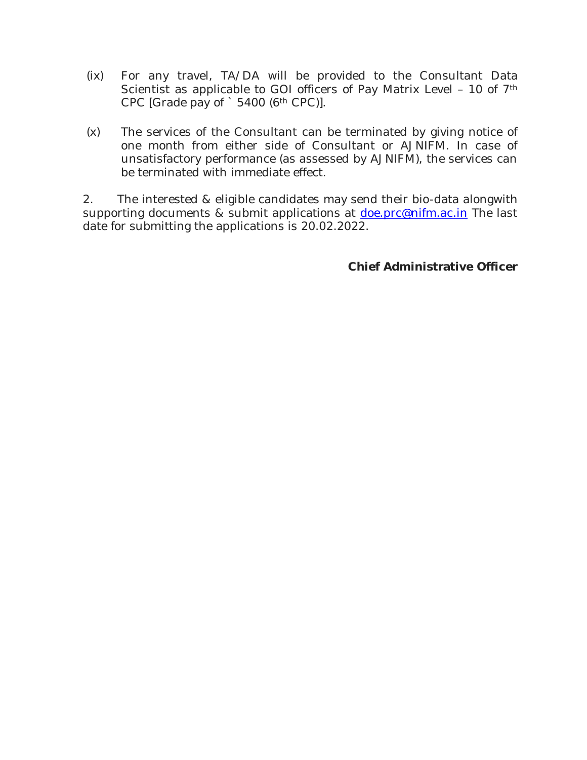(ix) For any travel, TA/DA will be provided to the Consultant Data Scientist as applicable to GOI officers of Pay Matrix Level – 10 of 7th CPC [Grade pay of ` 5400 (6th CPC)].

(x) The services of the Consultant can be terminated by giving notice of one month from either side of Consultant or AJNIFM. In case of unsatisfactory performance (as assessed by AJNIFM), the services can be terminated with immediate effect.

2. The interested & eligible candidates may send their bio-data alongwith supporting documents & submit applications at doe.prc@nifm.ac.in The last date for submitting the applications is 20.02.2022.

**Chief Administrative Officer**